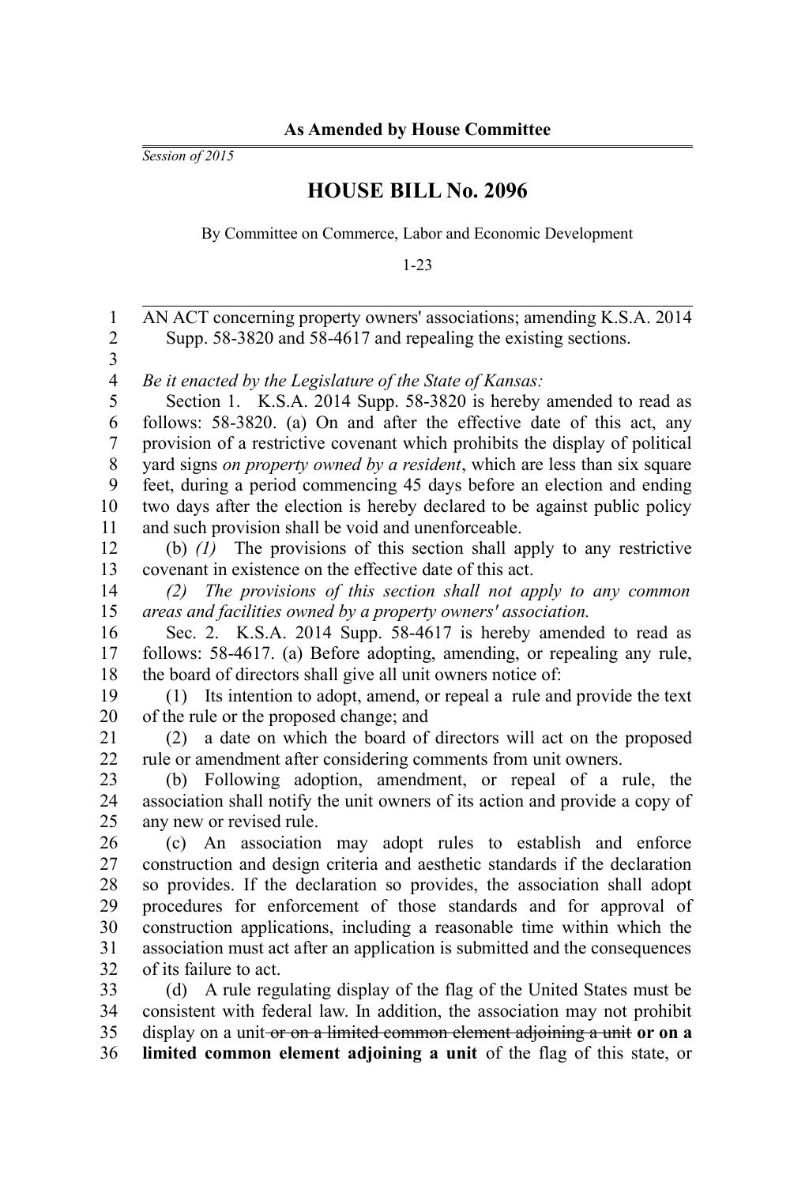**As Amended by House Committee**

*Session of 2015*

# HOUSE BILL No. 2096

By Committee on Commerce, Labor and Economic Development

1-23

AN ACT concerning property owners' associations; amending K.S.A. 2014 Supp. 58-3820 and 58-4617 and repealing the existing sections.

*Be it enacted by the Legislature of the State of Kansas:*

Section 1. K.S.A. 2014 Supp. 58-3820 is hereby amended to read as follows: 58-3820. (a) On and after the effective date of this act, any provision of a restrictive covenant which prohibits the display of political yard signs *on property owned by a resident*, which are less than six square feet, during a period commencing 45 days before an election and ending two days after the election is hereby declared to be against public policy and such provision shall be void and unenforceable.

(b) *(1)* The provisions of this section shall apply to any restrictive covenant in existence on the effective date of this act.

*(2) The provisions of this section shall not apply to any common areas and facilities owned by a property owners' association.*

Sec. 2. K.S.A. 2014 Supp. 58-4617 is hereby amended to read as follows: 58-4617. (a) Before adopting, amending, or repealing any rule, the board of directors shall give all unit owners notice of:

(1) Its intention to adopt, amend, or repeal a rule and provide the text of the rule or the proposed change; and

(2) a date on which the board of directors will act on the proposed rule or amendment after considering comments from unit owners.

(b) Following adoption, amendment, or repeal of a rule, the association shall notify the unit owners of its action and provide a copy of any new or revised rule.

(c) An association may adopt rules to establish and enforce construction and design criteria and aesthetic standards if the declaration so provides. If the declaration so provides, the association shall adopt procedures for enforcement of those standards and for approval of construction applications, including a reasonable time within which the association must act after an application is submitted and the consequences of its failure to act.

(d) A rule regulating display of the flag of the United States must be consistent with federal law. In addition, the association may not prohibit display on a unit ~~or on a limited common element adjoining a unit~~ **or on a limited common element adjoining a unit** of the flag of this state, or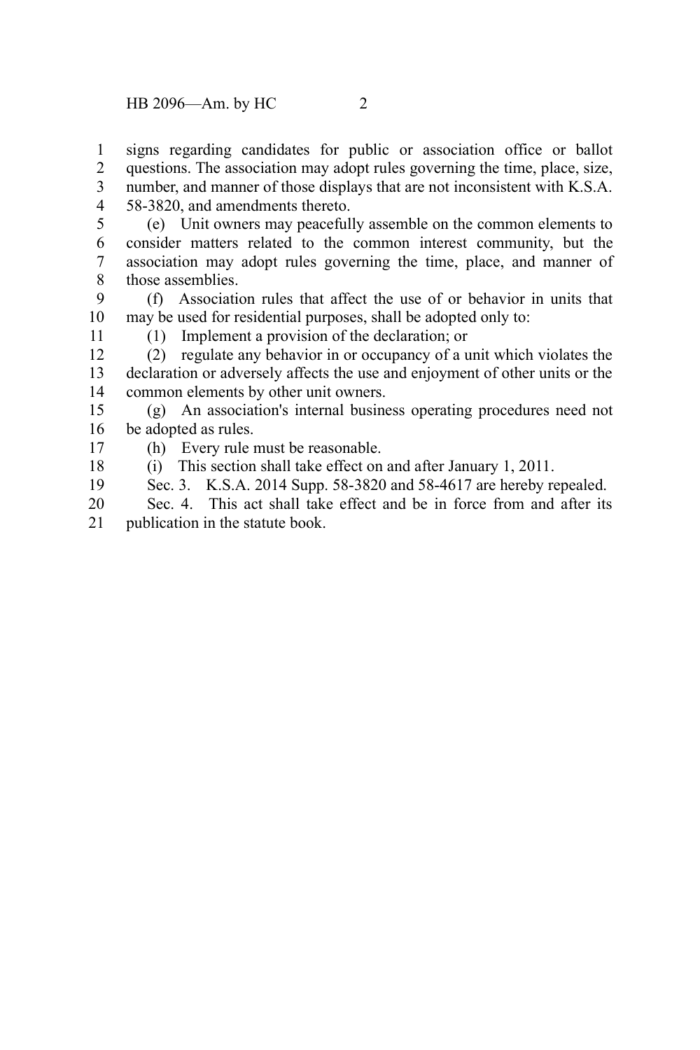signs regarding candidates for public or association office or ballot questions. The association may adopt rules governing the time, place, size, number, and manner of those displays that are not inconsistent with K.S.A. 58-3820, and amendments thereto.

(e) Unit owners may peacefully assemble on the common elements to consider matters related to the common interest community, but the association may adopt rules governing the time, place, and manner of those assemblies.

(f) Association rules that affect the use of or behavior in units that may be used for residential purposes, shall be adopted only to:

(1) Implement a provision of the declaration; or

(2) regulate any behavior in or occupancy of a unit which violates the declaration or adversely affects the use and enjoyment of other units or the common elements by other unit owners.

(g) An association's internal business operating procedures need not be adopted as rules.

(h) Every rule must be reasonable.

(i) This section shall take effect on and after January 1, 2011.

Sec. 3. K.S.A. 2014 Supp. 58-3820 and 58-4617 are hereby repealed.

Sec. 4. This act shall take effect and be in force from and after its publication in the statute book.